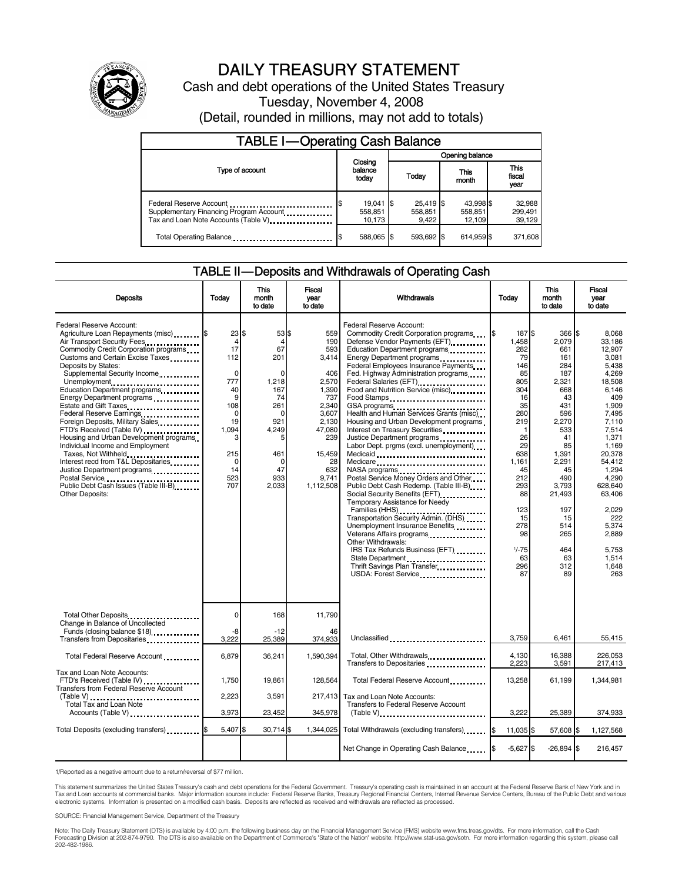# DAILY TREASURY STATEMENT

Cash and debt operations of the United States Treasury

Tuesday, November 4, 2008

(Detail, rounded in millions, may not add to totals)

## TABLE I—Operating Cash Balance

| Type of account | Closing balance today | Opening balance Today | Opening balance This month | Opening balance This fiscal year |
|---|---|---|---|---|
| Federal Reserve Account | $ 19,041 | $ 25,419 | $ 43,998 | $ 32,988 |
| Supplementary Financing Program Account | 558,851 | 558,851 | 558,851 | 299,491 |
| Tax and Loan Note Accounts (Table V) | 10,173 | 9,422 | 12,109 | 39,129 |
| Total Operating Balance | $ 588,065 | $ 593,692 | $ 614,959 | $ 371,608 |

## TABLE II—Deposits and Withdrawals of Operating Cash

| Deposits | Today | This month to date | Fiscal year to date |
|---|---|---|---|
| Federal Reserve Account: | | | |
| Agriculture Loan Repayments (misc) | $ 23 | $ 53 | $ 559 |
| Air Transport Security Fees | 4 | 4 | 190 |
| Commodity Credit Corporation programs | 17 | 67 | 593 |
| Customs and Certain Excise Taxes | 112 | 201 | 3,414 |
| Deposits by States: | | | |
| Supplemental Security Income | 0 | 0 | 406 |
| Unemployment | 777 | 1,218 | 2,570 |
| Education Department programs | 40 | 167 | 1,390 |
| Energy Department programs | 9 | 74 | 737 |
| Estate and Gift Taxes | 108 | 261 | 2,340 |
| Federal Reserve Earnings | 0 | 0 | 3,607 |
| Foreign Deposits, Military Sales | 19 | 921 | 2,130 |
| FTD's Received (Table IV) | 1,094 | 4,249 | 47,080 |
| Housing and Urban Development programs | 3 | 5 | 239 |
| Individual Income and Employment Taxes, Not Withheld | 215 | 461 | 15,459 |
| Interest recd from T&L Depositaries | 0 | 0 | 28 |
| Justice Department programs | 14 | 47 | 632 |
| Postal Service | 523 | 933 | 9,741 |
| Public Debt Cash Issues (Table III-B) | 707 | 2,033 | 1,112,508 |
| Other Deposits: | | | |
| Total Other Deposits | 0 | 168 | 11,790 |
| Change in Balance of Uncollected Funds (closing balance $18) | -8 | -12 | 46 |
| Transfers from Depositaries | 3,222 | 25,389 | 374,933 |
| Total Federal Reserve Account | 6,879 | 36,241 | 1,590,394 |
| Tax and Loan Note Accounts: | | | |
| FTD's Received (Table IV) | 1,750 | 19,861 | 128,564 |
| Transfers from Federal Reserve Account (Table V) | 2,223 | 3,591 | 217,413 |
| Total Tax and Loan Note Accounts (Table V) | 3,973 | 23,452 | 345,978 |
| Total Deposits (excluding transfers) | $ 5,407 | $ 30,714 | $ 1,344,025 |

| Withdrawals | Today | This month to date | Fiscal year to date |
|---|---|---|---|
| Federal Reserve Account: | | | |
| Commodity Credit Corporation programs | $ 187 | $ 366 | $ 8,068 |
| Defense Vendor Payments (EFT) | 1,458 | 2,079 | 33,186 |
| Education Department programs | 282 | 661 | 12,907 |
| Energy Department programs | 79 | 161 | 3,081 |
| Federal Employees Insurance Payments | 146 | 284 | 5,438 |
| Fed. Highway Administration programs | 85 | 187 | 4,269 |
| Federal Salaries (EFT) | 805 | 2,321 | 18,508 |
| Food and Nutrition Service (misc) | 304 | 668 | 6,146 |
| Food Stamps | 16 | 43 | 409 |
| GSA programs | 35 | 431 | 1,909 |
| Health and Human Services Grants (misc) | 280 | 596 | 7,495 |
| Housing and Urban Development programs | 219 | 2,270 | 7,110 |
| Interest on Treasury Securities | 1 | 533 | 7,514 |
| Justice Department programs | 26 | 41 | 1,371 |
| Labor Dept. prgms (excl. unemployment) | 29 | 85 | 1,169 |
| Medicaid | 638 | 1,391 | 20,378 |
| Medicare | 1,161 | 2,291 | 54,412 |
| NASA programs | 45 | 45 | 1,294 |
| Postal Service Money Orders and Other | 212 | 490 | 4,290 |
| Public Debt Cash Redemp. (Table III-B) | 293 | 3,793 | 628,640 |
| Social Security Benefits (EFT) | 88 | 21,493 | 63,406 |
| Temporary Assistance for Needy Families (HHS) | 123 | 197 | 2,029 |
| Transportation Security Admin. (DHS) | 15 | 15 | 222 |
| Unemployment Insurance Benefits | 278 | 514 | 5,374 |
| Veterans Affairs programs | 98 | 265 | 2,889 |
| Other Withdrawals: | | | |
| IRS Tax Refunds Business (EFT) | [1]/-75 | 464 | 5,753 |
| State Department | 63 | 63 | 1,514 |
| Thrift Savings Plan Transfer | 296 | 312 | 1,648 |
| USDA: Forest Service | 87 | 89 | 263 |
| Unclassified | 3,759 | 6,461 | 55,415 |
| Total, Other Withdrawals | 4,130 | 16,388 | 226,053 |
| Transfers to Depositaries | 2,223 | 3,591 | 217,413 |
| Total Federal Reserve Account | 13,258 | 61,199 | 1,344,981 |
| Tax and Loan Note Accounts: | | | |
| Transfers to Federal Reserve Account (Table V) | 3,222 | 25,389 | 374,933 |
| Total Withdrawals (excluding transfers) | $ 11,035 | $ 57,608 | $ 1,127,568 |
| Net Change in Operating Cash Balance | $ -5,627 | $ -26,894 | $ 216,457 |

1/Reported as a negative amount due to a return/reversal of $77 million.

This statement summarizes the United States Treasury's cash and debt operations for the Federal Government. Treasury's operating cash is maintained in an account at the Federal Reserve Bank of New York and in Tax and Loan accounts at commercial banks. Major information sources include: Federal Reserve Banks, Treasury Regional Financial Centers, Internal Revenue Service Centers, Bureau of the Public Debt and various electronic systems. Information is presented on a modified cash basis. Deposits are reflected as received and withdrawals are reflected as processed.

SOURCE: Financial Management Service, Department of the Treasury

Note: The Daily Treasury Statement (DTS) is available by 4:00 p.m. the following business day on the Financial Management Service (FMS) website www.fms.treas.gov/dts. For more information, call the Cash Forecasting Division at 202-874-9790. The DTS is also available on the Department of Commerce's "State of the Nation" website: http://www.stat-usa.gov/sotn. For more information regarding this system, please call 202-482-1986.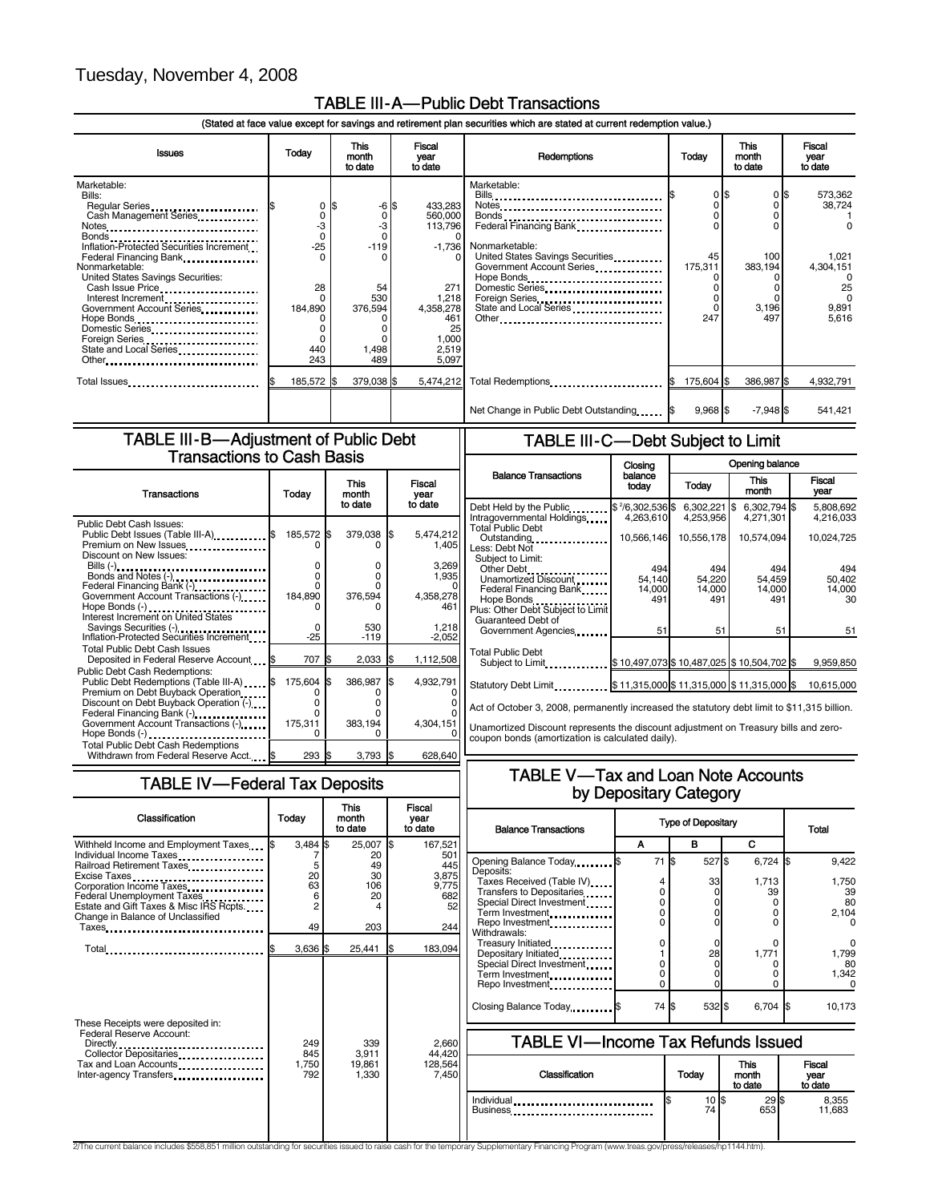Tuesday, November 4, 2008

## TABLE III-A—Public Debt Transactions

(Stated at face value except for savings and retirement plan securities which are stated at current redemption value.)

| Issues | Today | This month to date | Fiscal year to date |
|---|---|---|---|
| Marketable: | | | |
| Bills: | | | |
| Regular Series | $ 0 | $ -6 | $ 433,283 |
| Cash Management Series | 0 | 0 | 560,000 |
| Notes | -3 | -3 | 113,796 |
| Bonds | 0 | 0 | 0 |
| Inflation-Protected Securities Increment | -25 | -119 | -1,736 |
| Federal Financing Bank | 0 | 0 | 0 |
| Nonmarketable: | | | |
| United States Savings Securities: | | | |
| Cash Issue Price | 28 | 54 | 271 |
| Interest Increment | 0 | 530 | 1,218 |
| Government Account Series | 184,890 | 376,594 | 4,358,278 |
| Hope Bonds | 0 | 0 | 461 |
| Domestic Series | 0 | 0 | 25 |
| Foreign Series | 0 | 0 | 1,000 |
| State and Local Series | 440 | 1,498 | 2,519 |
| Other | 243 | 489 | 5,097 |
| Total Issues | $ 185,572 | $ 379,038 | $ 5,474,212 |

| Redemptions | Today | This month to date | Fiscal year to date |
|---|---|---|---|
| Marketable: | | | |
| Bills | $ 0 | $ 0 | $ 573,362 |
| Notes | 0 | 0 | 38,724 |
| Bonds | 0 | 0 | 1 |
| Federal Financing Bank | 0 | 0 | 0 |
| Nonmarketable: | | | |
| United States Savings Securities | 45 | 100 | 1,021 |
| Government Account Series | 175,311 | 383,194 | 4,304,151 |
| Hope Bonds | 0 | 0 | 0 |
| Domestic Series | 0 | 0 | 25 |
| Foreign Series | 0 | 0 | 0 |
| State and Local Series | 0 | 3,196 | 9,891 |
| Other | 247 | 497 | 5,616 |
| Total Redemptions | $ 175,604 | $ 386,987 | $ 4,932,791 |
| Net Change in Public Debt Outstanding | $ 9,968 | $ -7,948 | $ 541,421 |

## TABLE III-B—Adjustment of Public Debt Transactions to Cash Basis

| Transactions | Today | This month to date | Fiscal year to date |
|---|---|---|---|
| Public Debt Cash Issues: | | | |
| Public Debt Issues (Table III-A) | $ 185,572 | $ 379,038 | $ 5,474,212 |
| Premium on New Issues | 0 | 0 | 1,405 |
| Discount on New Issues: | | | |
| Bills (-) | 0 | 0 | 3,269 |
| Bonds and Notes (-) | 0 | 0 | 1,935 |
| Federal Financing Bank (-) | 0 | 0 | 0 |
| Government Account Transactions (-) | 184,890 | 376,594 | 4,358,278 |
| Hope Bonds (-) | 0 | 0 | 461 |
| Interest Increment on United States Savings Securities (-) | 0 | 530 | 1,218 |
| Inflation-Protected Securities Increment | -25 | -119 | -2,052 |
| Total Public Debt Cash Issues Deposited in Federal Reserve Account | $ 707 | $ 2,033 | $ 1,112,508 |
| Public Debt Cash Redemptions: | | | |
| Public Debt Redemptions (Table III-A) | $ 175,604 | $ 386,987 | $ 4,932,791 |
| Premium on Debt Buyback Operation | 0 | 0 | 0 |
| Discount on Debt Buyback Operation (-) | 0 | 0 | 0 |
| Federal Financing Bank (-) | 0 | 0 | 0 |
| Government Account Transactions (-) | 175,311 | 383,194 | 4,304,151 |
| Hope Bonds (-) | 0 | 0 | 0 |
| Total Public Debt Cash Redemptions Withdrawn from Federal Reserve Acct. | $ 293 | $ 3,793 | $ 628,640 |

## TABLE III-C—Debt Subject to Limit

| Balance Transactions | Closing balance today | Opening balance | | |
|---|---|---|---|---|
| | | Today | This month | Fiscal year |
| Debt Held by the Public | $ [2]6,302,536 | $ 6,302,221 | $ 6,302,794 | $ 5,808,692 |
| Intragovernmental Holdings | 4,263,610 | 4,253,956 | 4,271,301 | 4,216,033 |
| Total Public Debt Outstanding | 10,566,146 | 10,556,178 | 10,574,094 | 10,024,725 |
| Less: Debt Not Subject to Limit: | | | | |
| Other Debt | 494 | 494 | 494 | 494 |
| Unamortized Discount | 54,140 | 54,220 | 54,459 | 50,402 |
| Federal Financing Bank | 14,000 | 14,000 | 14,000 | 14,000 |
| Hope Bonds | 491 | 491 | 491 | 30 |
| Plus: Other Debt Subject to Limit | | | | |
| Guaranteed Debt of Government Agencies | 51 | 51 | 51 | 51 |
| Total Public Debt Subject to Limit | $ 10,497,073 | $ 10,487,025 | $ 10,504,702 | $ 9,959,850 |
| Statutory Debt Limit | $ 11,315,000 | $ 11,315,000 | $ 11,315,000 | $ 10,615,000 |

Act of October 3, 2008, permanently increased the statutory debt limit to $11,315 billion.

Unamortized Discount represents the discount adjustment on Treasury bills and zero-coupon bonds (amortization is calculated daily).

## TABLE IV—Federal Tax Deposits

| Classification | Today | This month to date | Fiscal year to date |
|---|---|---|---|
| Withheld Income and Employment Taxes | $ 3,484 | $ 25,007 | $ 167,521 |
| Individual Income Taxes | 7 | 20 | 501 |
| Railroad Retirement Taxes | 5 | 49 | 445 |
| Excise Taxes | 20 | 30 | 3,875 |
| Corporation Income Taxes | 63 | 106 | 9,775 |
| Federal Unemployment Taxes | 6 | 20 | 682 |
| Estate and Gift Taxes & Misc IRS Rcpts. | 2 | 4 | 52 |
| Change in Balance of Unclassified Taxes | 49 | 203 | 244 |
| Total | $ 3,636 | $ 25,441 | $ 183,094 |
| These Receipts were deposited in: | | | |
| Federal Reserve Account: | | | |
| Directly | 249 | 339 | 2,660 |
| Collector Depositaries | 845 | 3,911 | 44,420 |
| Tax and Loan Accounts | 1,750 | 19,861 | 128,564 |
| Inter-agency Transfers | 792 | 1,330 | 7,450 |

## TABLE V—Tax and Loan Note Accounts by Depositary Category

| Balance Transactions | Type of Depositary | | | Total |
|---|---|---|---|---|
| | A | B | C | |
| Opening Balance Today | $ 71 | $ 527 | $ 6,724 | $ 9,422 |
| Deposits: | | | | |
| Taxes Received (Table IV) | 4 | 33 | 1,713 | 1,750 |
| Transfers to Depositaries | 0 | 0 | 39 | 39 |
| Special Direct Investment | 0 | 0 | 0 | 80 |
| Term Investment | 0 | 0 | 0 | 2,104 |
| Repo Investment | 0 | 0 | 0 | 0 |
| Withdrawals: | | | | |
| Treasury Initiated | 0 | 0 | 0 | 0 |
| Depositary Initiated | 1 | 28 | 1,771 | 1,799 |
| Special Direct Investment | 0 | 0 | 0 | 80 |
| Term Investment | 0 | 0 | 0 | 1,342 |
| Repo Investment | 0 | 0 | 0 | 0 |
| Closing Balance Today | $ 74 | $ 532 | $ 6,704 | $ 10,173 |

## TABLE VI—Income Tax Refunds Issued

| Classification | Today | This month to date | Fiscal year to date |
|---|---|---|---|
| Individual | $ 10 | $ 29 | $ 8,355 |
| Business | 74 | 653 | 11,683 |

2/The current balance includes $558,851 million outstanding for securities issued to raise cash for the temporary Supplementary Financing Program (www.treas.gov/press/releases/hp1144.htm).